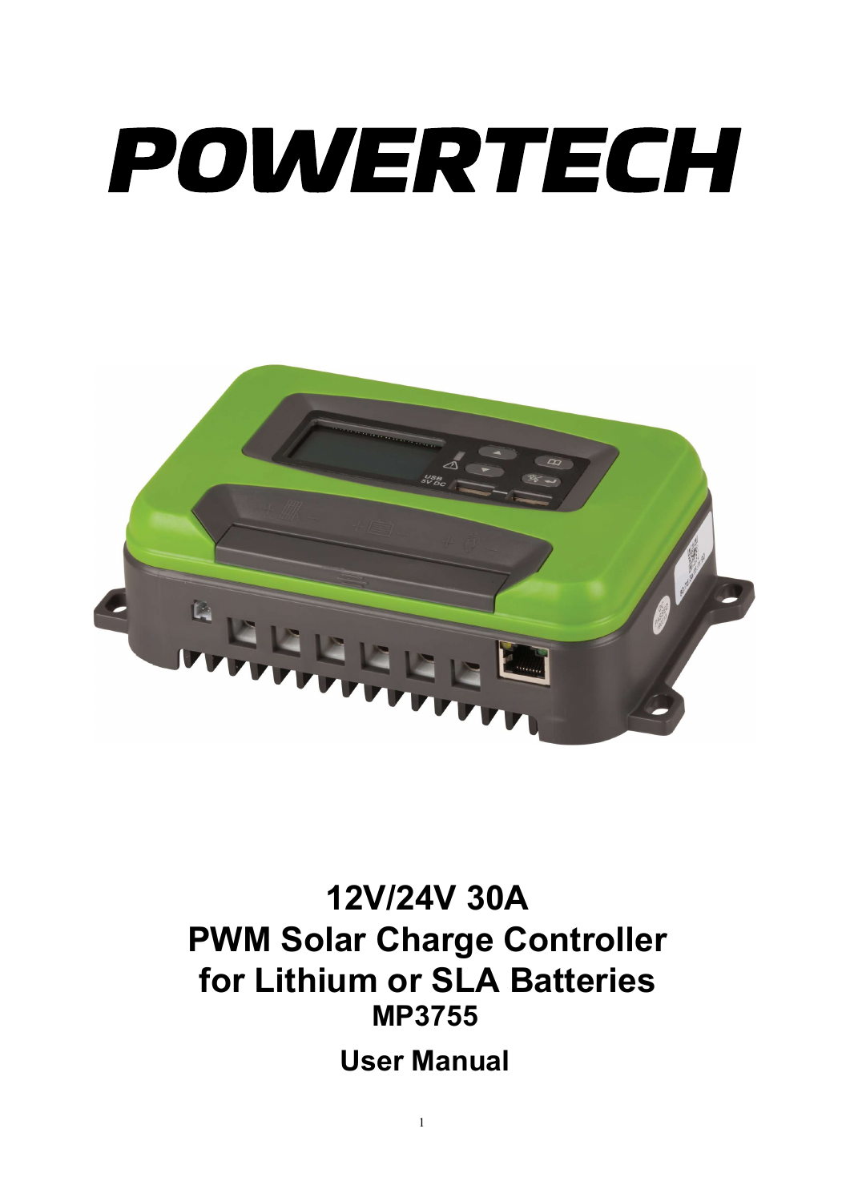# POWERTECH

## 12V/24V 30A
## PWM Solar Charge Controller
## for Lithium or SLA Batteries
### MP3755

### User Manual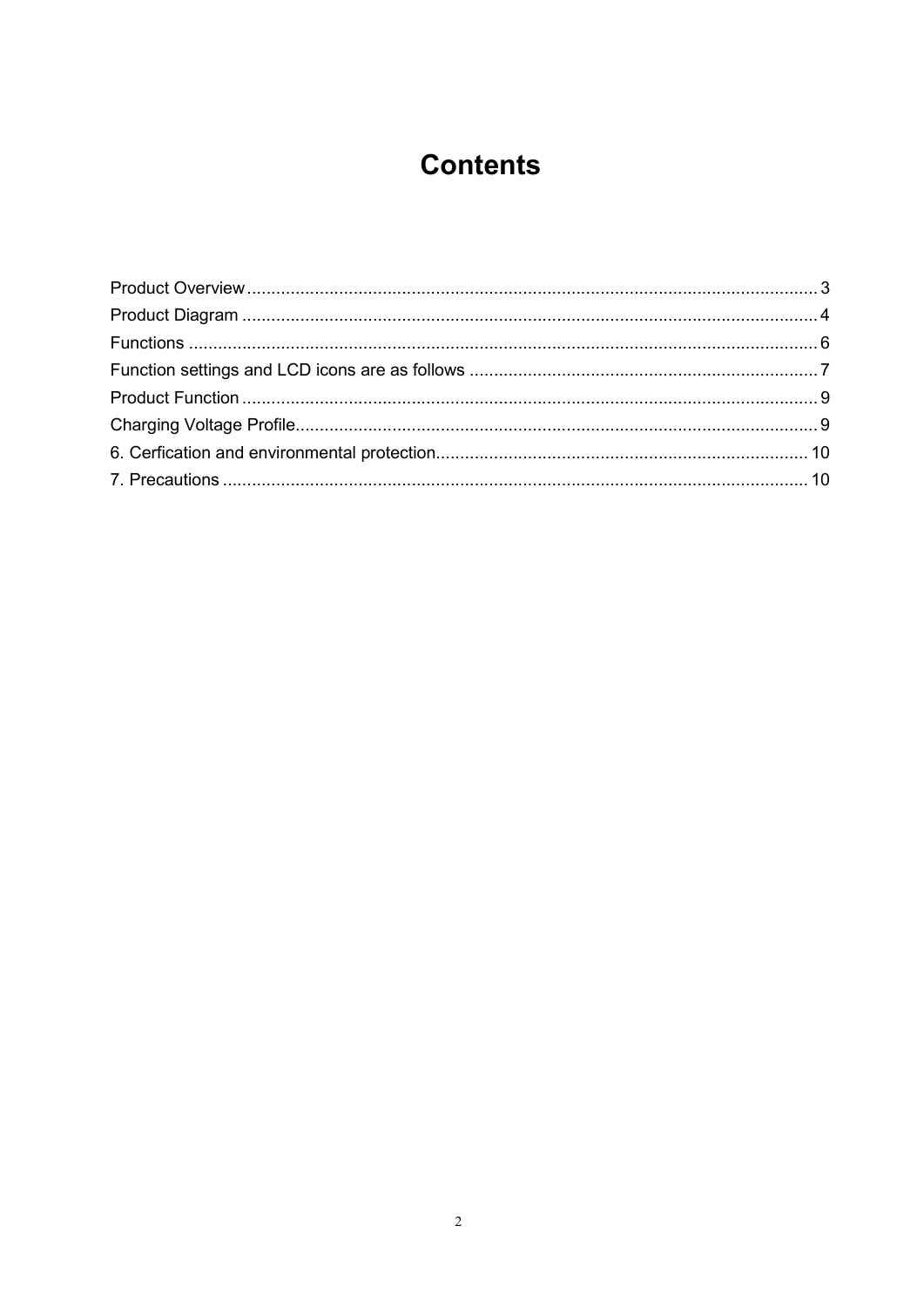# Contents

Product Overview..................................................................................................................... 3
Product Diagram ...................................................................................................................... 4
Functions .................................................................................................................................. 6
Function settings and LCD icons are as follows ....................................................................... 7
Product Function ...................................................................................................................... 9
Charging Voltage Profile........................................................................................................... 9
6. Cerfication and environmental protection............................................................................. 10
7. Precautions ......................................................................................................................... 10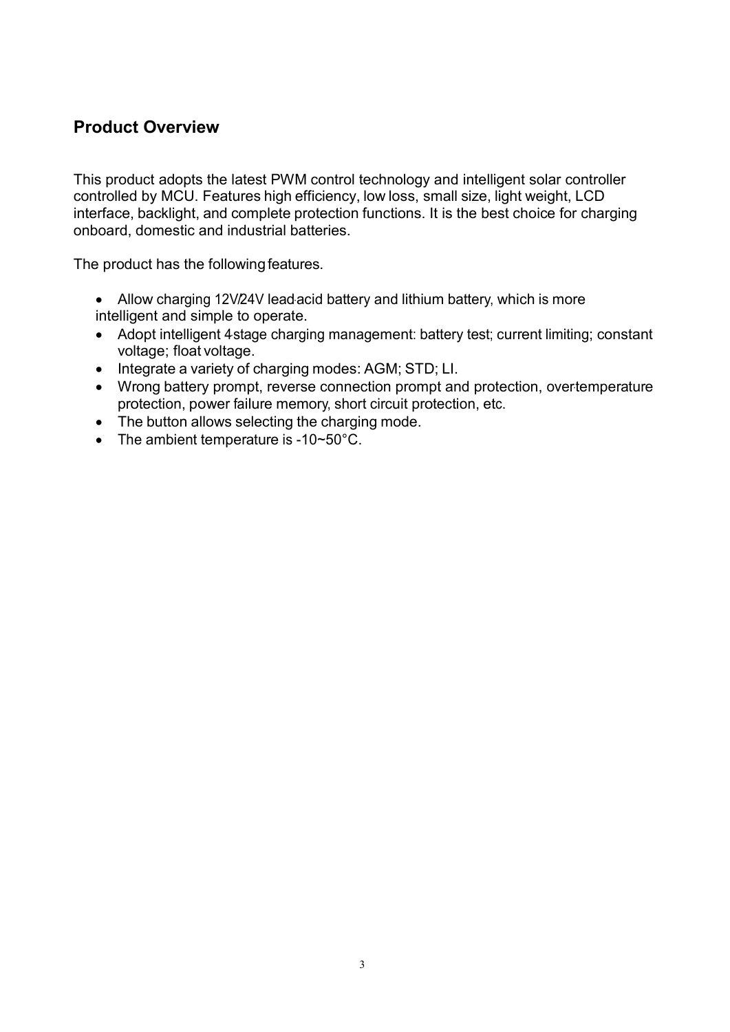## Product Overview

This product adopts the latest PWM control technology and intelligent solar controller controlled by MCU. Features high efficiency, low loss, small size, light weight, LCD interface, backlight, and complete protection functions. It is the best choice for charging onboard, domestic and industrial batteries.

The product has the following features.

- Allow charging 12V/24V lead-acid battery and lithium battery, which is more intelligent and simple to operate.
- Adopt intelligent 4-stage charging management: battery test; current limiting; constant voltage; float voltage.
- Integrate a variety of charging modes: AGM; STD; LI.
- Wrong battery prompt, reverse connection prompt and protection, over-temperature protection, power failure memory, short circuit protection, etc.
- The button allows selecting the charging mode.
- The ambient temperature is -10~50°C.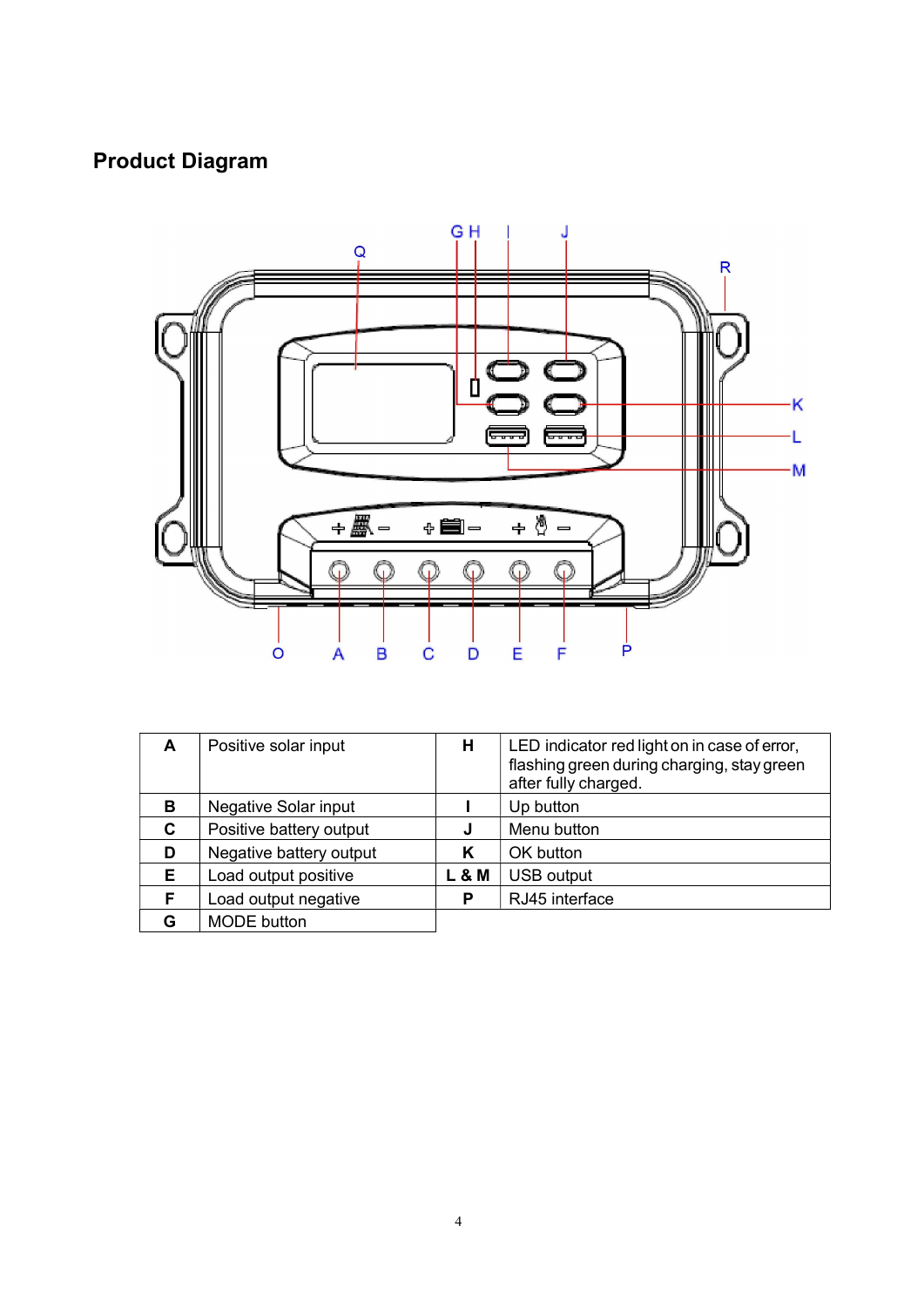## Product Diagram

| A | Positive solar input | H | LED indicator red light on in case of error, flashing green during charging, stay green after fully charged. |
|---|---|---|---|
| B | Negative Solar input | I | Up button |
| C | Positive battery output | J | Menu button |
| D | Negative battery output | K | OK button |
| E | Load output positive | L & M | USB output |
| F | Load output negative | P | RJ45 interface |
| G | MODE button | | |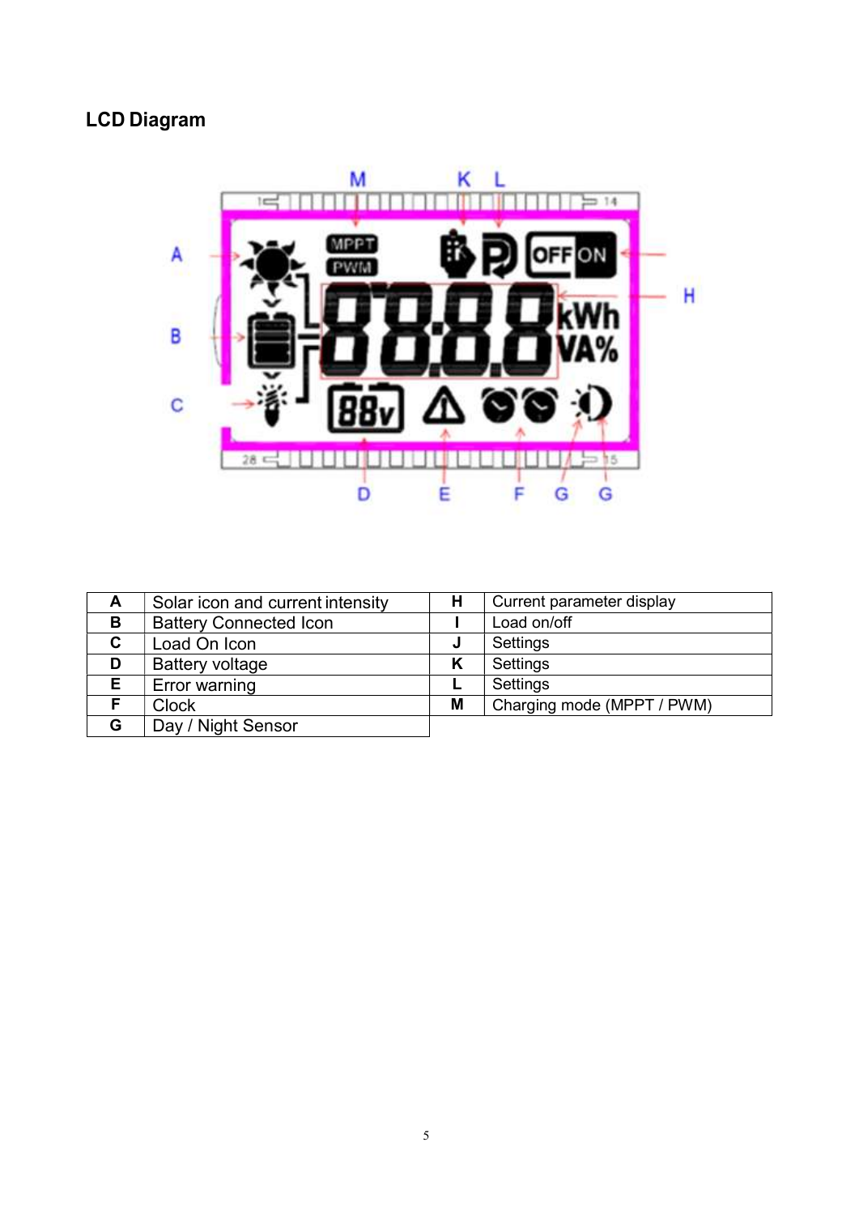## LCD Diagram

| | | | |
|---|---|---|---|
| **A** | Solar icon and current intensity | **H** | Current parameter display |
| **B** | Battery Connected Icon | **I** | Load on/off |
| **C** | Load On Icon | **J** | Settings |
| **D** | Battery voltage | **K** | Settings |
| **E** | Error warning | **L** | Settings |
| **F** | Clock | **M** | Charging mode (MPPT / PWM) |
| **G** | Day / Night Sensor | | |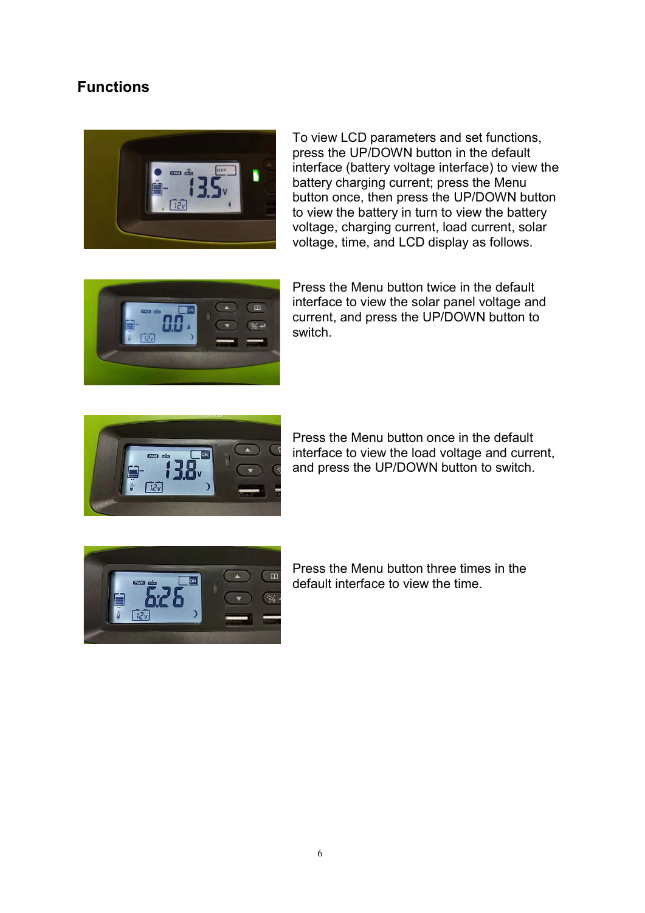## Functions

To view LCD parameters and set functions, press the UP/DOWN button in the default interface (battery voltage interface) to view the battery charging current; press the Menu button once, then press the UP/DOWN button to view the battery in turn to view the battery voltage, charging current, load current, solar voltage, time, and LCD display as follows.

Press the Menu button twice in the default interface to view the solar panel voltage and current, and press the UP/DOWN button to switch.

Press the Menu button once in the default interface to view the load voltage and current, and press the UP/DOWN button to switch.

Press the Menu button three times in the default interface to view the time.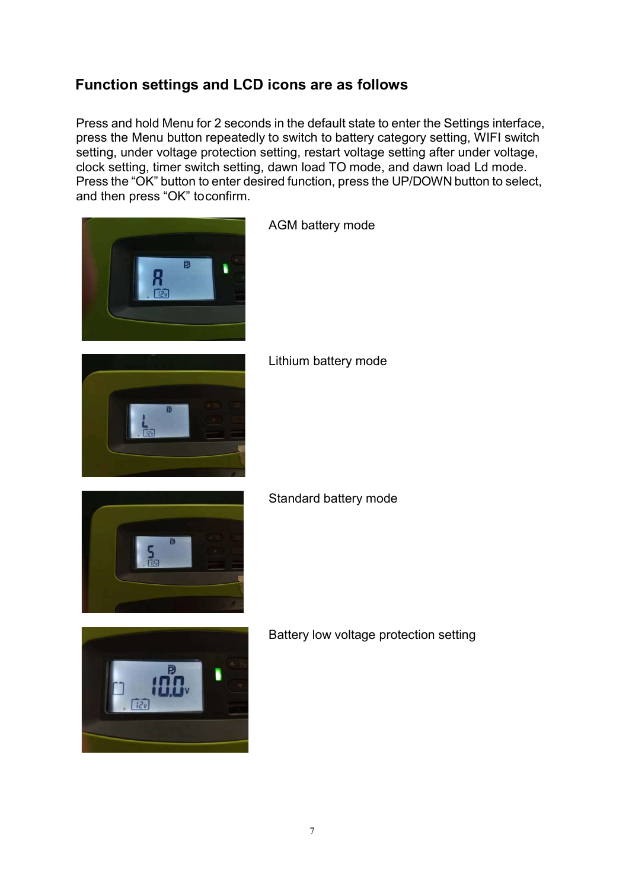## Function settings and LCD icons are as follows

Press and hold Menu for 2 seconds in the default state to enter the Settings interface, press the Menu button repeatedly to switch to battery category setting, WIFI switch setting, under voltage protection setting, restart voltage setting after under voltage, clock setting, timer switch setting, dawn load TO mode, and dawn load Ld mode. Press the “OK” button to enter desired function, press the UP/DOWN button to select, and then press “OK” toconfirm.

AGM battery mode

Lithium battery mode

Standard battery mode

Battery low voltage protection setting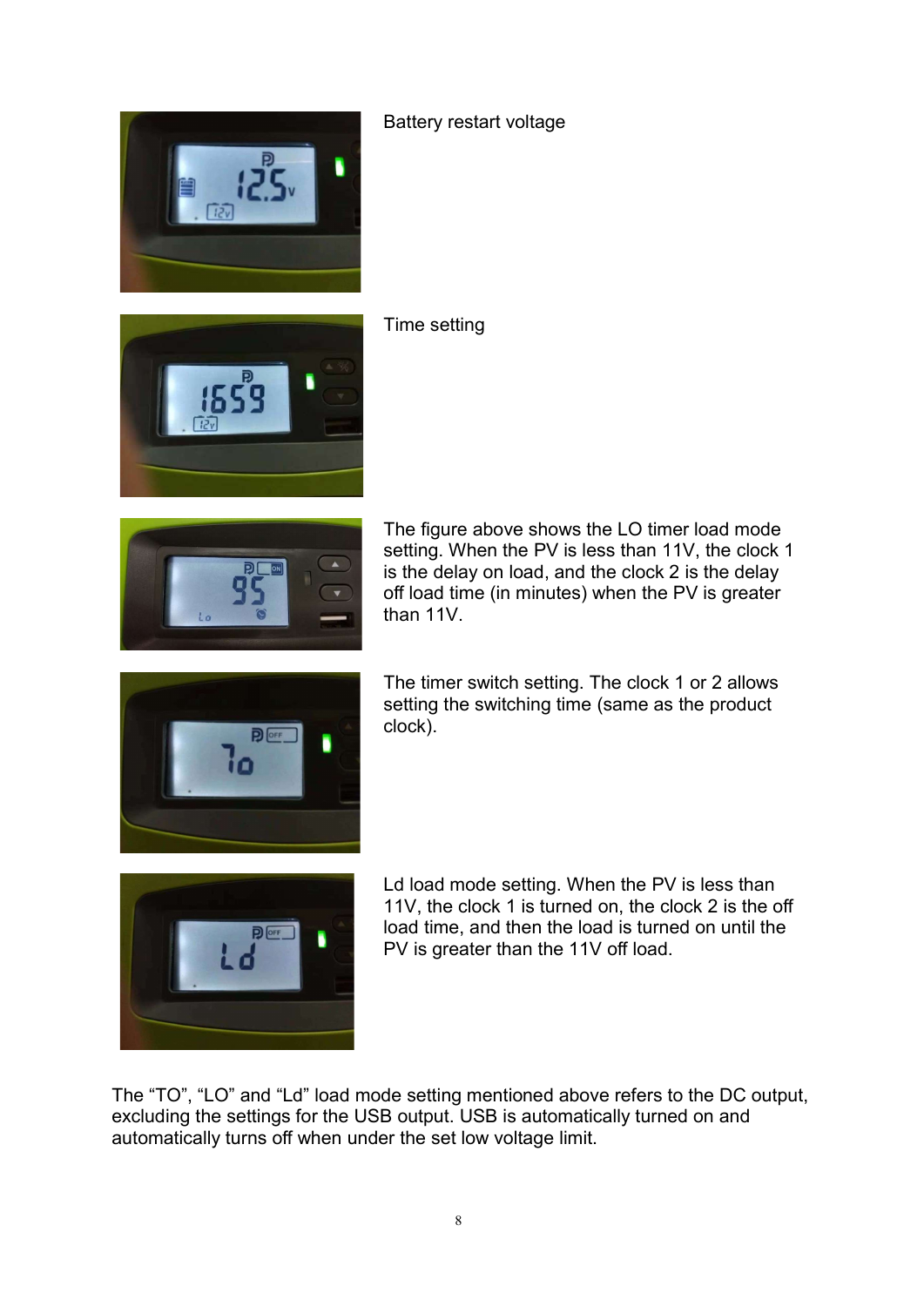Battery restart voltage

Time setting

The figure above shows the LO timer load mode setting. When the PV is less than 11V, the clock 1 is the delay on load, and the clock 2 is the delay off load time (in minutes) when the PV is greater than 11V.

The timer switch setting. The clock 1 or 2 allows setting the switching time (same as the product clock).

Ld load mode setting. When the PV is less than 11V, the clock 1 is turned on, the clock 2 is the off load time, and then the load is turned on until the PV is greater than the 11V off load.

The “TO”, “LO” and “Ld” load mode setting mentioned above refers to the DC output, excluding the settings for the USB output. USB is automatically turned on and automatically turns off when under the set low voltage limit.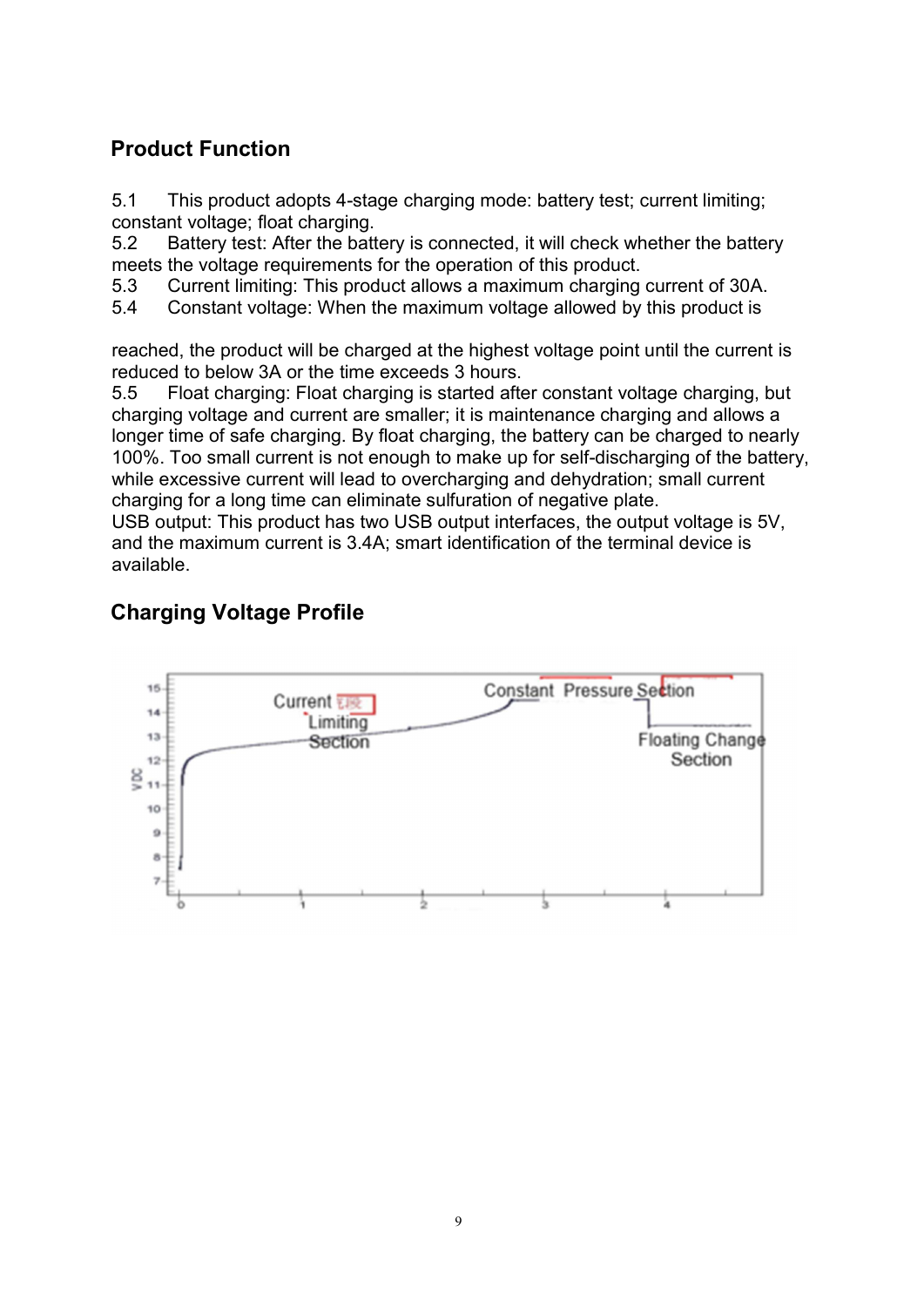## Product Function

5.1 This product adopts 4-stage charging mode: battery test; current limiting; constant voltage; float charging.
5.2 Battery test: After the battery is connected, it will check whether the battery meets the voltage requirements for the operation of this product.
5.3 Current limiting: This product allows a maximum charging current of 30A.
5.4 Constant voltage: When the maximum voltage allowed by this product is

reached, the product will be charged at the highest voltage point until the current is reduced to below 3A or the time exceeds 3 hours.
5.5 Float charging: Float charging is started after constant voltage charging, but charging voltage and current are smaller; it is maintenance charging and allows a longer time of safe charging. By float charging, the battery can be charged to nearly 100%. Too small current is not enough to make up for self-discharging of the battery, while excessive current will lead to overcharging and dehydration; small current charging for a long time can eliminate sulfuration of negative plate.
USB output: This product has two USB output interfaces, the output voltage is 5V, and the maximum current is 3.4A; smart identification of the terminal device is available.

## Charging Voltage Profile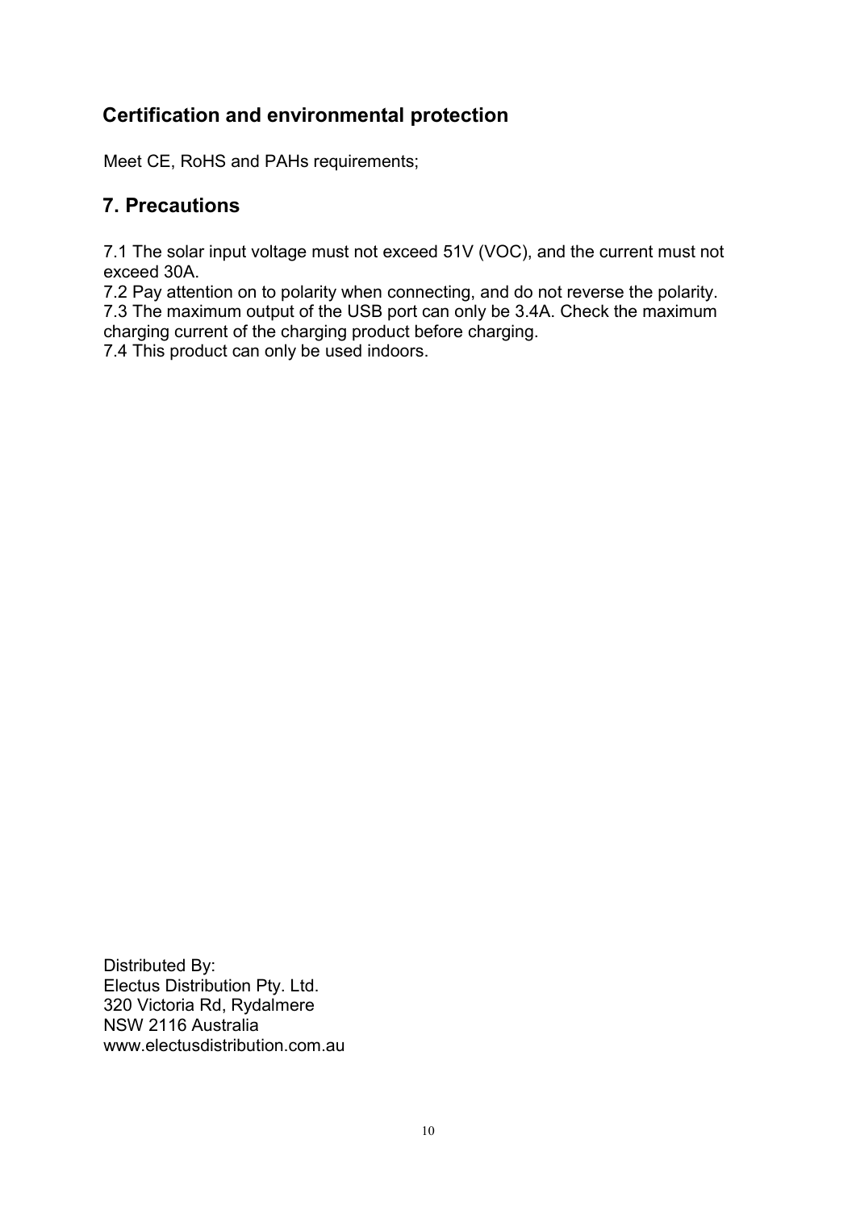## Certification and environmental protection

Meet CE, RoHS and PAHs requirements;

## 7. Precautions

7.1 The solar input voltage must not exceed 51V (VOC), and the current must not exceed 30A.
7.2 Pay attention on to polarity when connecting, and do not reverse the polarity.
7.3 The maximum output of the USB port can only be 3.4A. Check the maximum charging current of the charging product before charging.
7.4 This product can only be used indoors.

Distributed By:
Electus Distribution Pty. Ltd.
320 Victoria Rd, Rydalmere
NSW 2116 Australia
www.electusdistribution.com.au